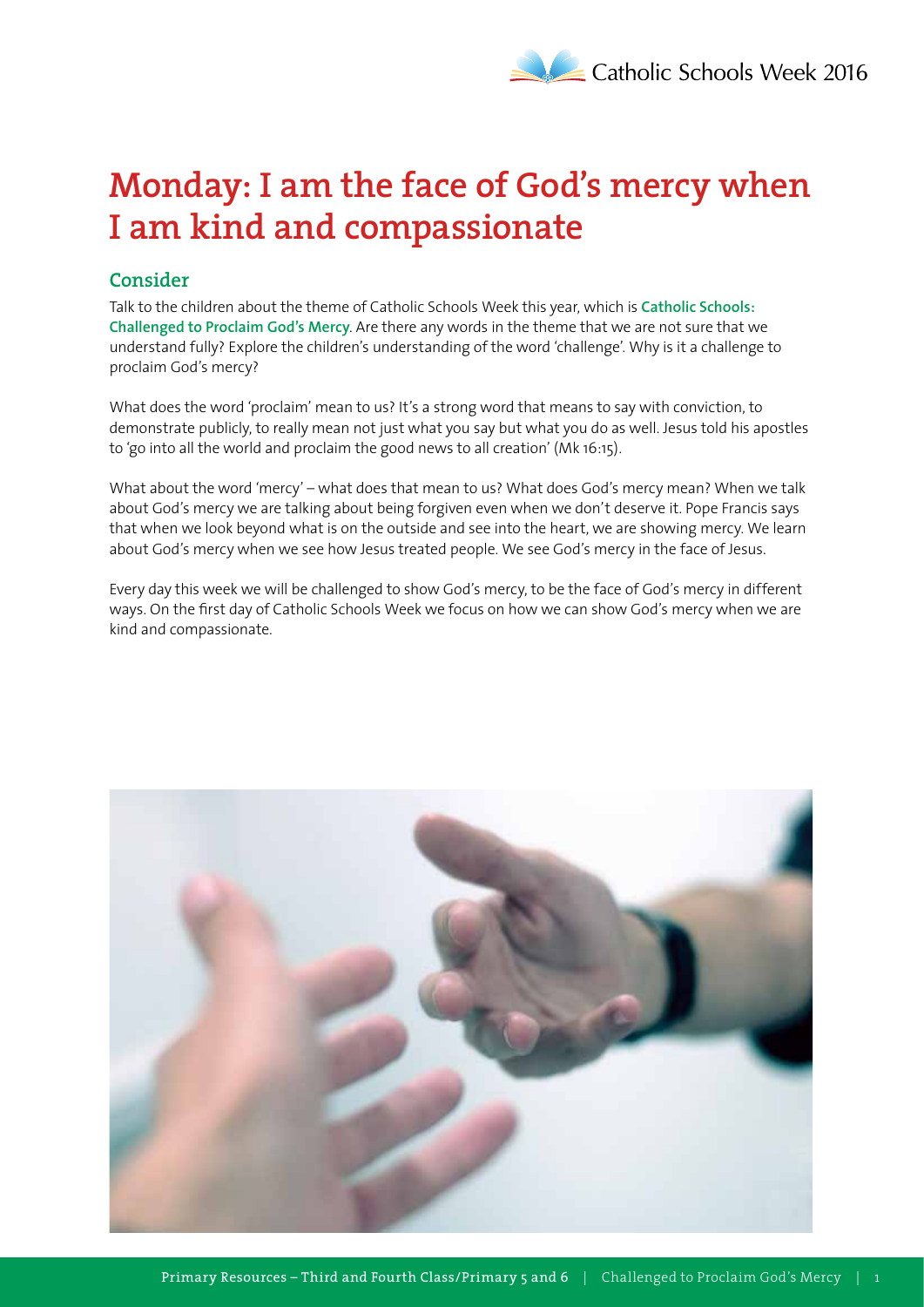# Monday: I am the face of God's mercy when I am kind and compassionate

## Consider

Talk to the children about the theme of Catholic Schools Week this year, which is **Catholic Schools: Challenged to Proclaim God's Mercy**. Are there any words in the theme that we are not sure that we understand fully? Explore the children's understanding of the word 'challenge'. Why is it a challenge to proclaim God's mercy?

What does the word 'proclaim' mean to us? It's a strong word that means to say with conviction, to demonstrate publicly, to really mean not just what you say but what you do as well. Jesus told his apostles to 'go into all the world and proclaim the good news to all creation' (Mk 16:15).

What about the word 'mercy' – what does that mean to us? What does God's mercy mean? When we talk about God's mercy we are talking about being forgiven even when we don't deserve it. Pope Francis says that when we look beyond what is on the outside and see into the heart, we are showing mercy. We learn about God's mercy when we see how Jesus treated people. We see God's mercy in the face of Jesus.

Every day this week we will be challenged to show God's mercy, to be the face of God's mercy in different ways. On the first day of Catholic Schools Week we focus on how we can show God's mercy when we are kind and compassionate.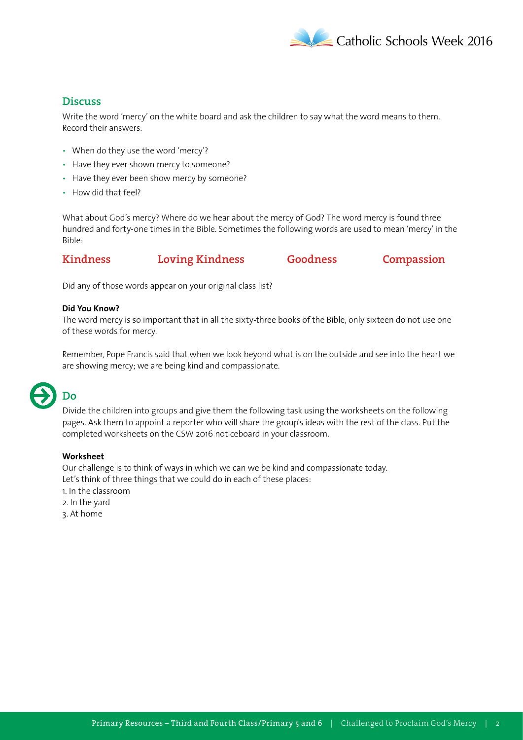## Discuss

Write the word 'mercy' on the white board and ask the children to say what the word means to them. Record their answers.

- When do they use the word 'mercy'?
- Have they ever shown mercy to someone?
- Have they ever been show mercy by someone?
- How did that feel?

What about God's mercy? Where do we hear about the mercy of God? The word mercy is found three hundred and forty-one times in the Bible. Sometimes the following words are used to mean 'mercy' in the Bible:

**Kindness** **Loving Kindness** **Goodness** **Compassion**

Did any of those words appear on your original class list?

**Did You Know?**

The word mercy is so important that in all the sixty-three books of the Bible, only sixteen do not use one of these words for mercy.

Remember, Pope Francis said that when we look beyond what is on the outside and see into the heart we are showing mercy; we are being kind and compassionate.

## Do

Divide the children into groups and give them the following task using the worksheets on the following pages. Ask them to appoint a reporter who will share the group's ideas with the rest of the class. Put the completed worksheets on the CSW 2016 noticeboard in your classroom.

**Worksheet**

Our challenge is to think of ways in which we can we be kind and compassionate today.
Let's think of three things that we could do in each of these places:

1. In the classroom
2. In the yard
3. At home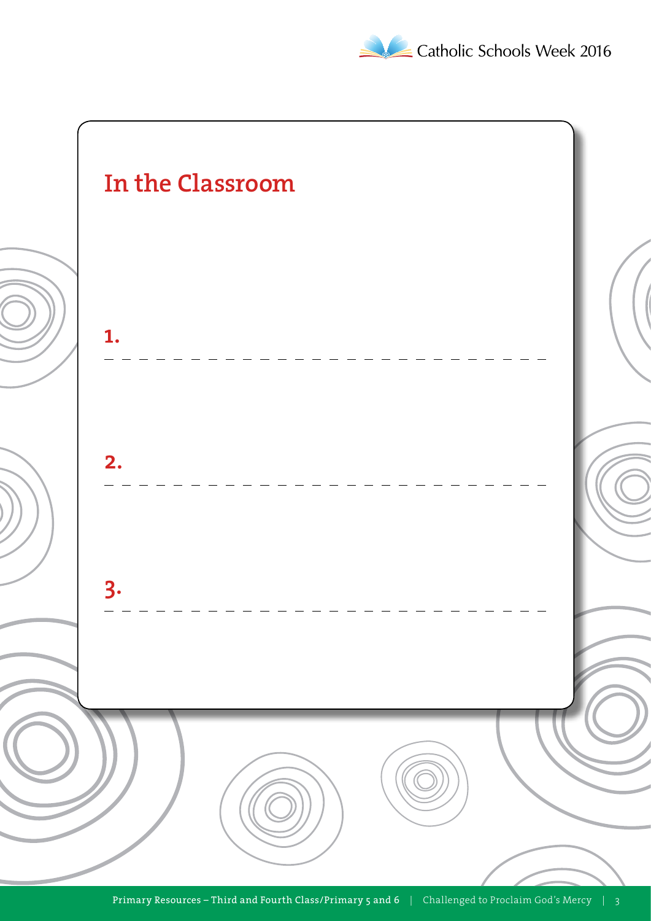## In the Classroom

**1.**

**2.**

**3.**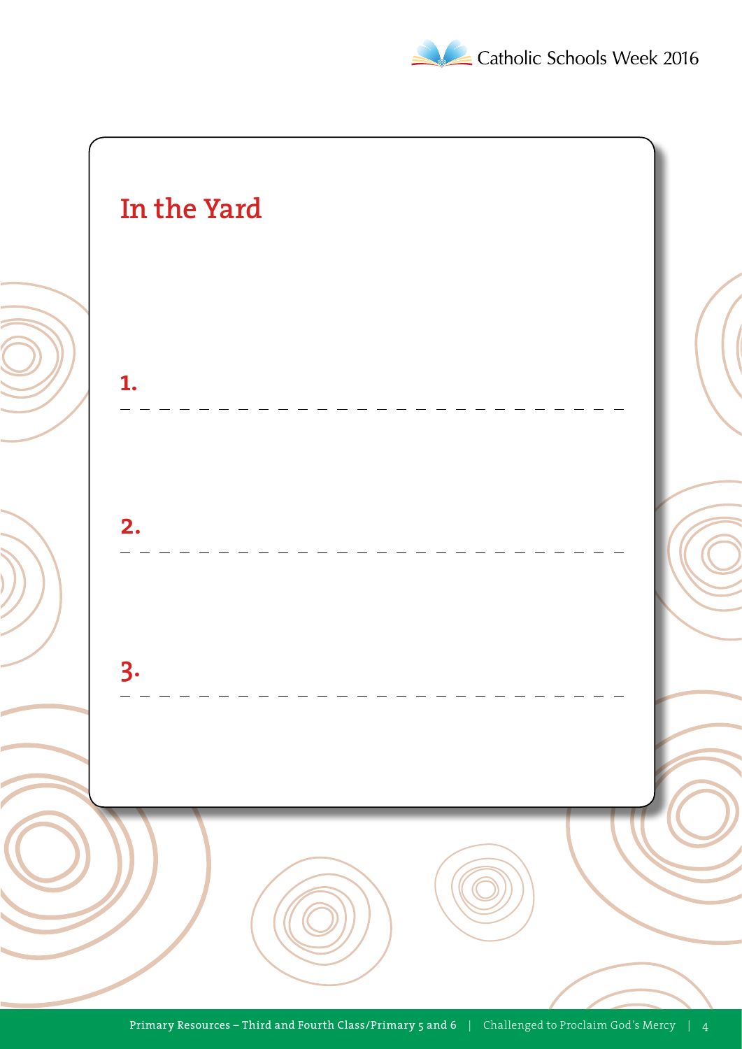## In the Yard

1. 
_ _ _ _ _ _ _ _ _ _ _ _ _ _ _ _ _ _ _ _ _ _ _ _ _ _

2. 
_ _ _ _ _ _ _ _ _ _ _ _ _ _ _ _ _ _ _ _ _ _ _ _ _ _

3. 
_ _ _ _ _ _ _ _ _ _ _ _ _ _ _ _ _ _ _ _ _ _ _ _ _ _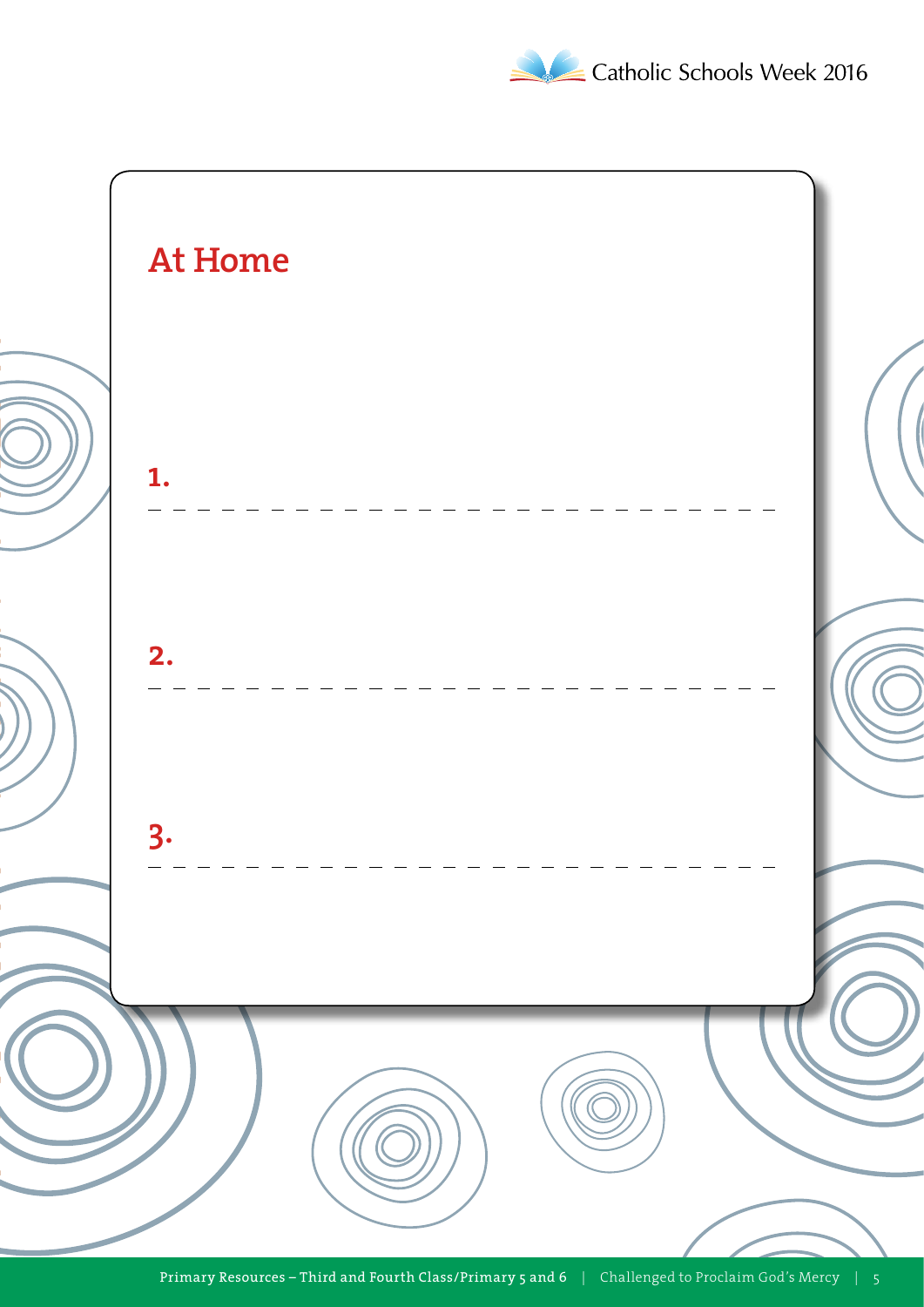## At Home

1.

---

2.

---

3.

---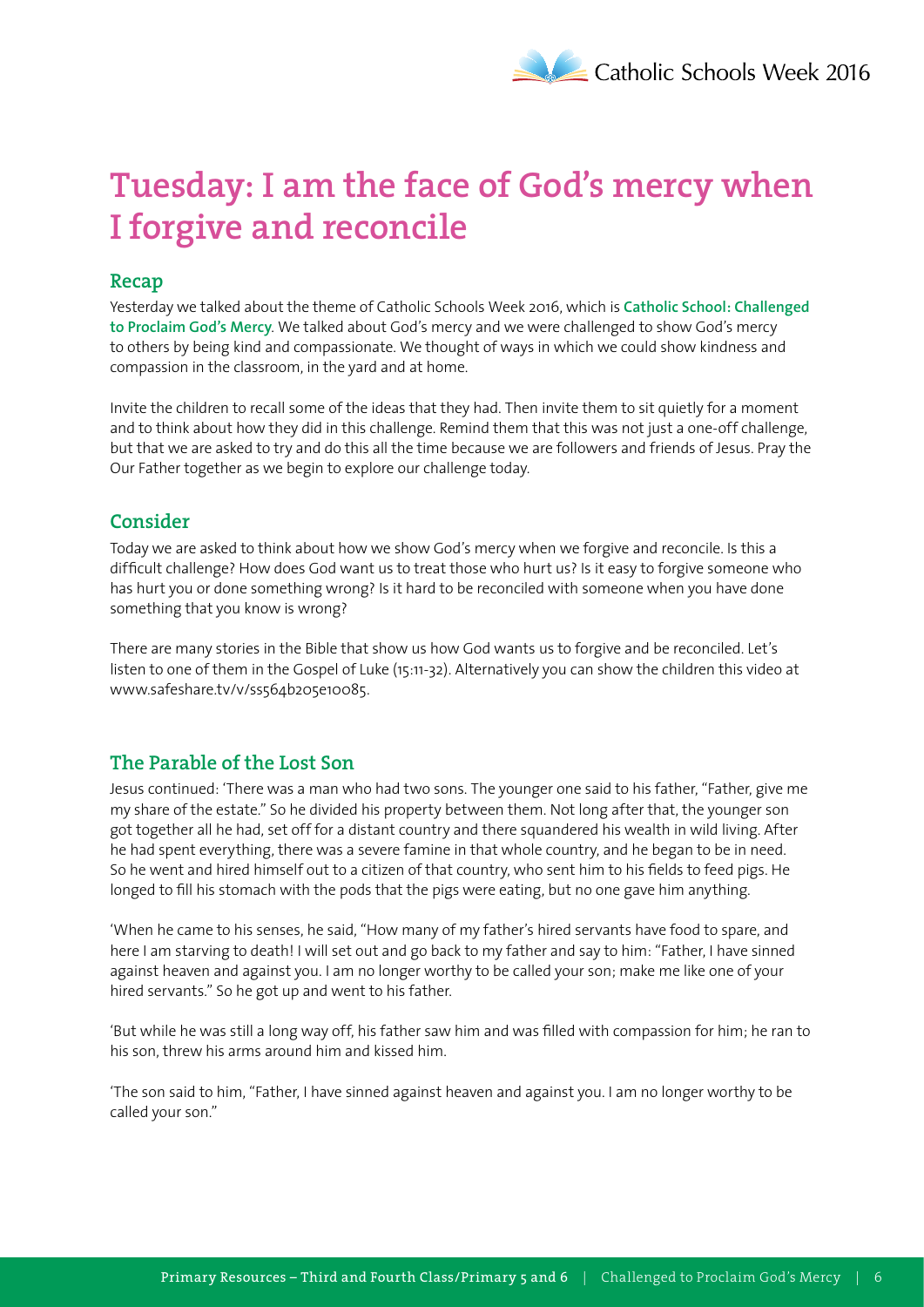# Tuesday: I am the face of God's mercy when I forgive and reconcile

## Recap

Yesterday we talked about the theme of Catholic Schools Week 2016, which is **Catholic School: Challenged to Proclaim God's Mercy**. We talked about God's mercy and we were challenged to show God's mercy to others by being kind and compassionate. We thought of ways in which we could show kindness and compassion in the classroom, in the yard and at home.

Invite the children to recall some of the ideas that they had. Then invite them to sit quietly for a moment and to think about how they did in this challenge. Remind them that this was not just a one-off challenge, but that we are asked to try and do this all the time because we are followers and friends of Jesus. Pray the Our Father together as we begin to explore our challenge today.

## Consider

Today we are asked to think about how we show God's mercy when we forgive and reconcile. Is this a difficult challenge? How does God want us to treat those who hurt us? Is it easy to forgive someone who has hurt you or done something wrong? Is it hard to be reconciled with someone when you have done something that you know is wrong?

There are many stories in the Bible that show us how God wants us to forgive and be reconciled. Let's listen to one of them in the Gospel of Luke (15:11-32). Alternatively you can show the children this video at www.safeshare.tv/v/ss564b205e10085.

## The Parable of the Lost Son

Jesus continued: 'There was a man who had two sons. The younger one said to his father, "Father, give me my share of the estate." So he divided his property between them. Not long after that, the younger son got together all he had, set off for a distant country and there squandered his wealth in wild living. After he had spent everything, there was a severe famine in that whole country, and he began to be in need. So he went and hired himself out to a citizen of that country, who sent him to his fields to feed pigs. He longed to fill his stomach with the pods that the pigs were eating, but no one gave him anything.

'When he came to his senses, he said, "How many of my father's hired servants have food to spare, and here I am starving to death! I will set out and go back to my father and say to him: "Father, I have sinned against heaven and against you. I am no longer worthy to be called your son; make me like one of your hired servants." So he got up and went to his father.

'But while he was still a long way off, his father saw him and was filled with compassion for him; he ran to his son, threw his arms around him and kissed him.

'The son said to him, "Father, I have sinned against heaven and against you. I am no longer worthy to be called your son."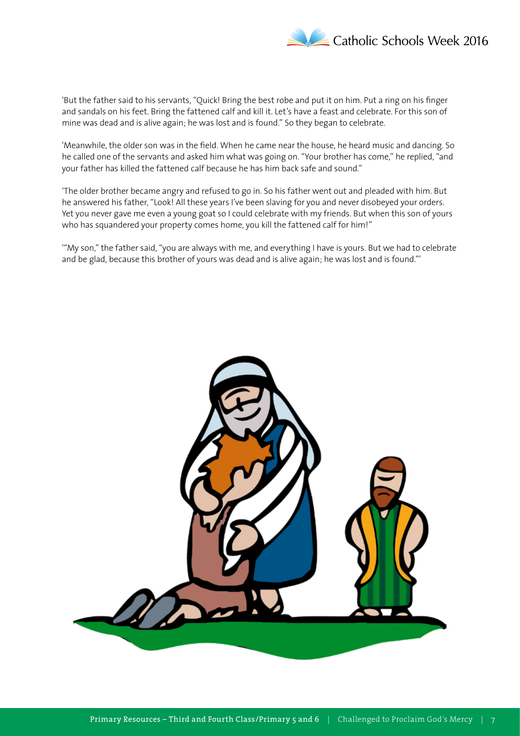'But the father said to his servants, "Quick! Bring the best robe and put it on him. Put a ring on his finger and sandals on his feet. Bring the fattened calf and kill it. Let's have a feast and celebrate. For this son of mine was dead and is alive again; he was lost and is found." So they began to celebrate.

'Meanwhile, the older son was in the field. When he came near the house, he heard music and dancing. So he called one of the servants and asked him what was going on. "Your brother has come," he replied, "and your father has killed the fattened calf because he has him back safe and sound."

'The older brother became angry and refused to go in. So his father went out and pleaded with him. But he answered his father, "Look! All these years I've been slaving for you and never disobeyed your orders. Yet you never gave me even a young goat so I could celebrate with my friends. But when this son of yours who has squandered your property comes home, you kill the fattened calf for him!"

'"My son," the father said, "you are always with me, and everything I have is yours. But we had to celebrate and be glad, because this brother of yours was dead and is alive again; he was lost and is found."'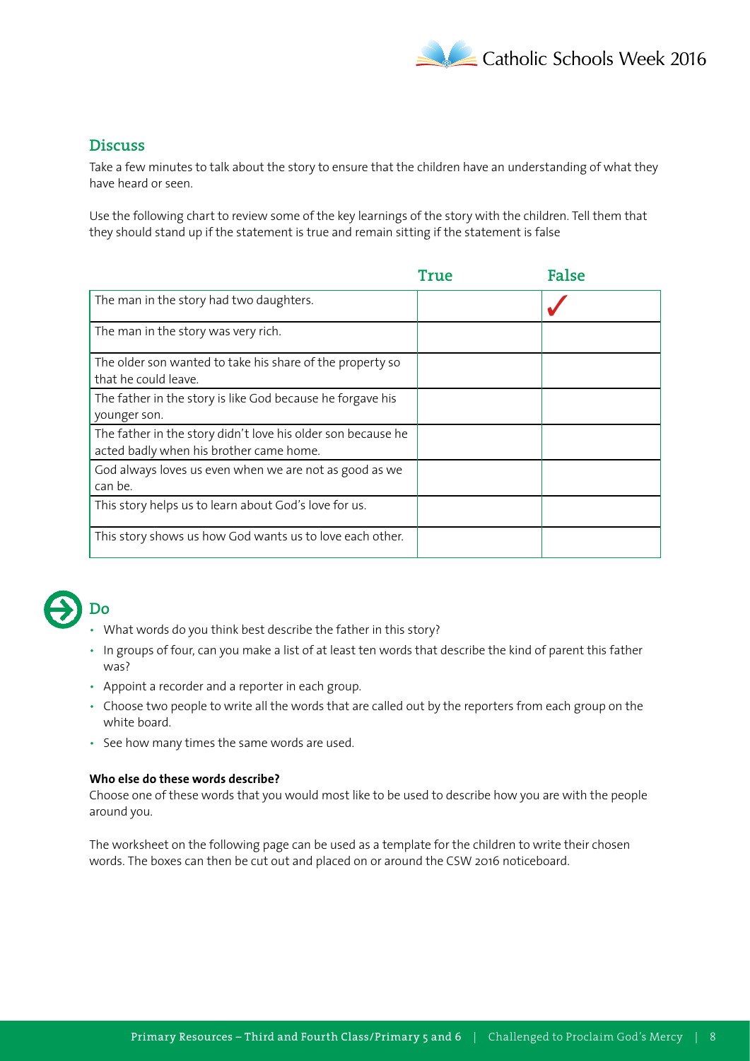## Discuss

Take a few minutes to talk about the story to ensure that the children have an understanding of what they have heard or seen.

Use the following chart to review some of the key learnings of the story with the children. Tell them that they should stand up if the statement is true and remain sitting if the statement is false

| | True | False |
|---|---|---|
| The man in the story had two daughters. | | ✓ |
| The man in the story was very rich. | | |
| The older son wanted to take his share of the property so that he could leave. | | |
| The father in the story is like God because he forgave his younger son. | | |
| The father in the story didn't love his older son because he acted badly when his brother came home. | | |
| God always loves us even when we are not as good as we can be. | | |
| This story helps us to learn about God's love for us. | | |
| This story shows us how God wants us to love each other. | | |

## Do

- What words do you think best describe the father in this story?
- In groups of four, can you make a list of at least ten words that describe the kind of parent this father was?
- Appoint a recorder and a reporter in each group.
- Choose two people to write all the words that are called out by the reporters from each group on the white board.
- See how many times the same words are used.

**Who else do these words describe?**

Choose one of these words that you would most like to be used to describe how you are with the people around you.

The worksheet on the following page can be used as a template for the children to write their chosen words. The boxes can then be cut out and placed on or around the CSW 2016 noticeboard.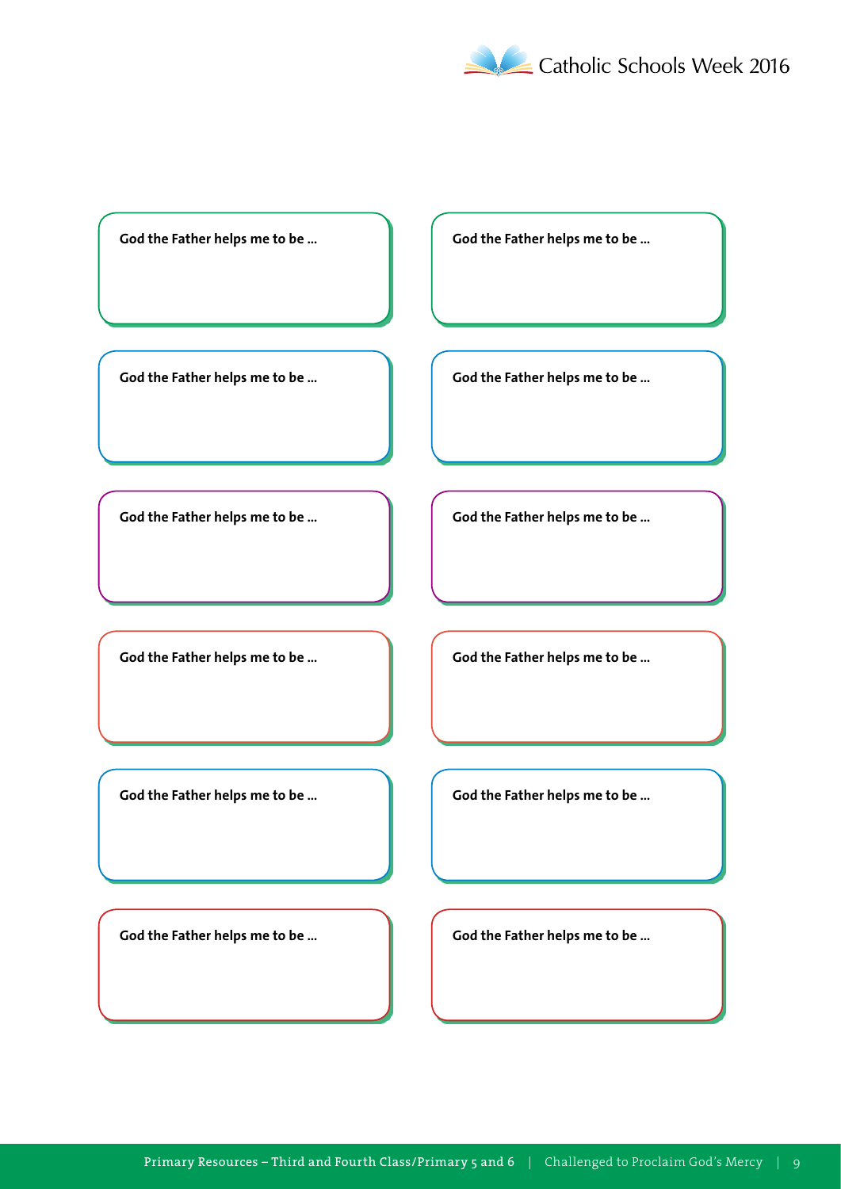God the Father helps me to be ...

God the Father helps me to be ...

God the Father helps me to be ...

God the Father helps me to be ...

God the Father helps me to be ...

God the Father helps me to be ...

God the Father helps me to be ...

God the Father helps me to be ...

God the Father helps me to be ...

God the Father helps me to be ...

God the Father helps me to be ...

God the Father helps me to be ...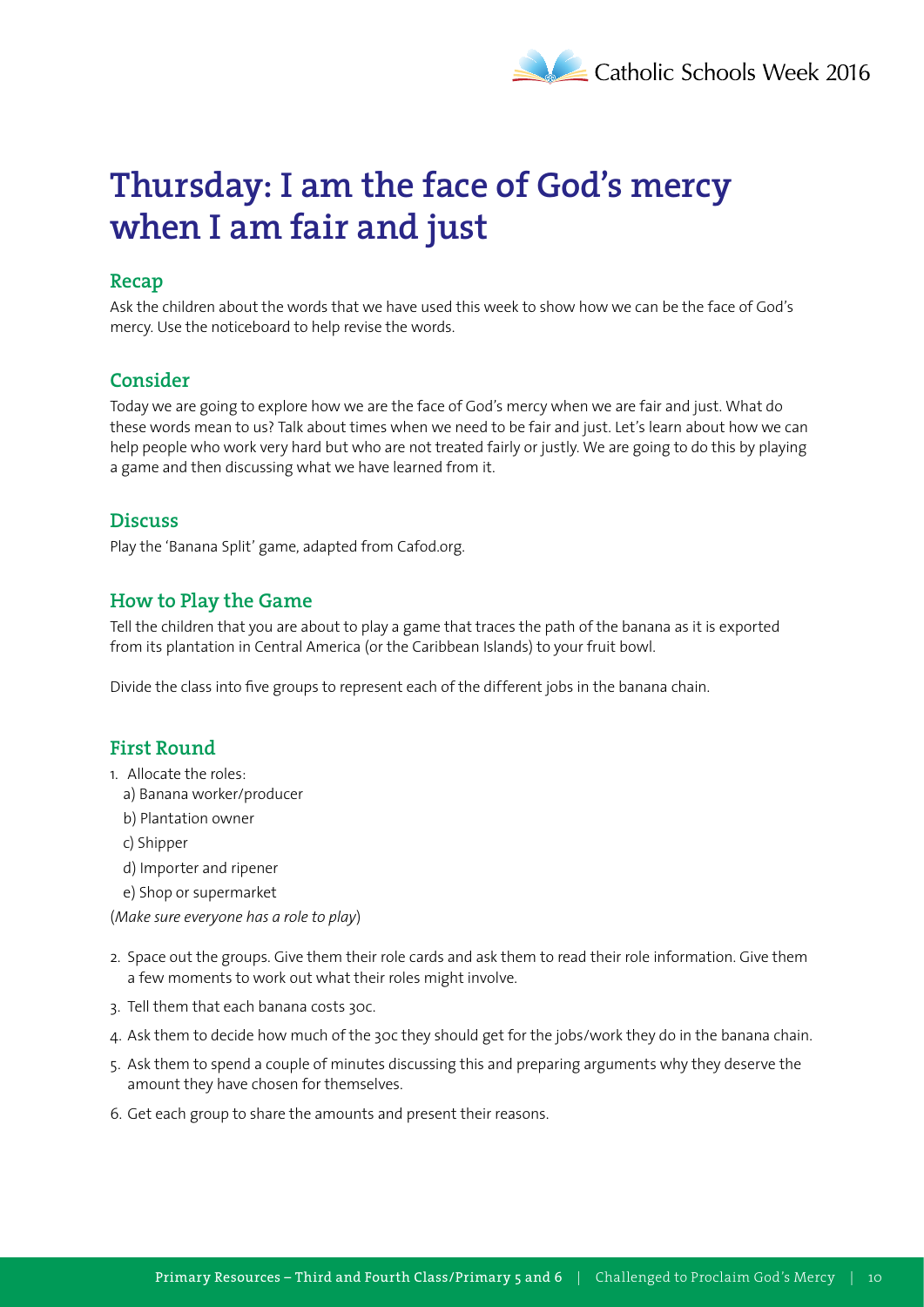# Thursday: I am the face of God's mercy when I am fair and just

## Recap

Ask the children about the words that we have used this week to show how we can be the face of God's mercy. Use the noticeboard to help revise the words.

## Consider

Today we are going to explore how we are the face of God's mercy when we are fair and just. What do these words mean to us? Talk about times when we need to be fair and just. Let's learn about how we can help people who work very hard but who are not treated fairly or justly. We are going to do this by playing a game and then discussing what we have learned from it.

## Discuss

Play the 'Banana Split' game, adapted from Cafod.org.

## How to Play the Game

Tell the children that you are about to play a game that traces the path of the banana as it is exported from its plantation in Central America (or the Caribbean Islands) to your fruit bowl.

Divide the class into five groups to represent each of the different jobs in the banana chain.

## First Round

1. Allocate the roles:
   a) Banana worker/producer
   b) Plantation owner
   c) Shipper
   d) Importer and ripener
   e) Shop or supermarket

(*Make sure everyone has a role to play*)

2. Space out the groups. Give them their role cards and ask them to read their role information. Give them a few moments to work out what their roles might involve.
3. Tell them that each banana costs 30c.
4. Ask them to decide how much of the 30c they should get for the jobs/work they do in the banana chain.
5. Ask them to spend a couple of minutes discussing this and preparing arguments why they deserve the amount they have chosen for themselves.
6. Get each group to share the amounts and present their reasons.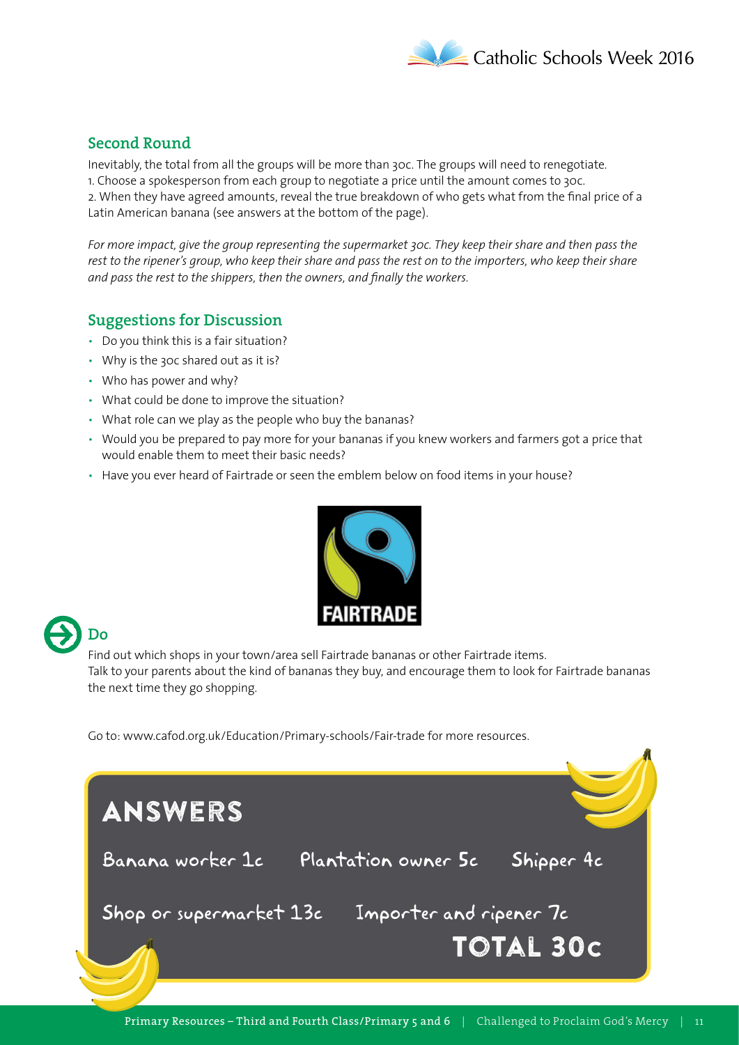## Second Round

Inevitably, the total from all the groups will be more than 30c. The groups will need to renegotiate.
1. Choose a spokesperson from each group to negotiate a price until the amount comes to 30c.
2. When they have agreed amounts, reveal the true breakdown of who gets what from the final price of a Latin American banana (see answers at the bottom of the page).

*For more impact, give the group representing the supermarket 30c. They keep their share and then pass the rest to the ripener's group, who keep their share and pass the rest on to the importers, who keep their share and pass the rest to the shippers, then the owners, and finally the workers.*

## Suggestions for Discussion

- Do you think this is a fair situation?
- Why is the 30c shared out as it is?
- Who has power and why?
- What could be done to improve the situation?
- What role can we play as the people who buy the bananas?
- Would you be prepared to pay more for your bananas if you knew workers and farmers got a price that would enable them to meet their basic needs?
- Have you ever heard of Fairtrade or seen the emblem below on food items in your house?

FAIRTRADE

## Do

Find out which shops in your town/area sell Fairtrade bananas or other Fairtrade items.
Talk to your parents about the kind of bananas they buy, and encourage them to look for Fairtrade bananas the next time they go shopping.

Go to: www.cafod.org.uk/Education/Primary-schools/Fair-trade for more resources.

## ANSWERS

Banana worker 1c | Plantation owner 5c | Shipper 4c

Shop or supermarket 13c | Importer and ripener 7c

**TOTAL 30c**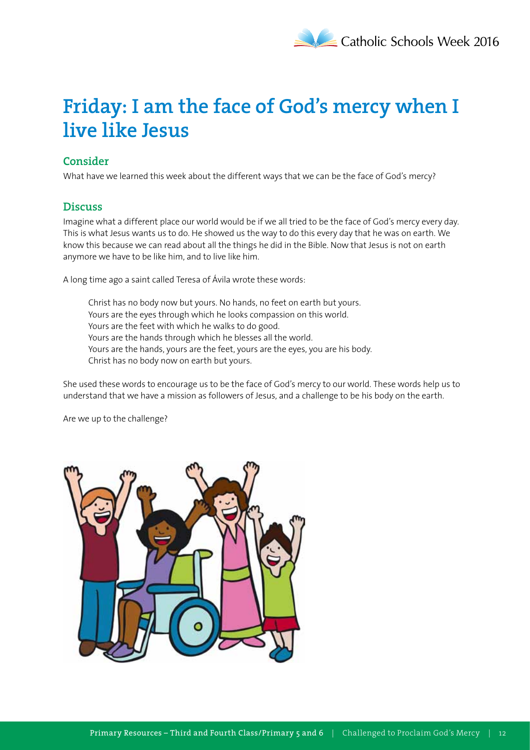# Friday: I am the face of God's mercy when I live like Jesus

## Consider

What have we learned this week about the different ways that we can be the face of God's mercy?

## Discuss

Imagine what a different place our world would be if we all tried to be the face of God's mercy every day. This is what Jesus wants us to do. He showed us the way to do this every day that he was on earth. We know this because we can read about all the things he did in the Bible. Now that Jesus is not on earth anymore we have to be like him, and to live like him.

A long time ago a saint called Teresa of Ávila wrote these words:

> Christ has no body now but yours. No hands, no feet on earth but yours.
> Yours are the eyes through which he looks compassion on this world.
> Yours are the feet with which he walks to do good.
> Yours are the hands through which he blesses all the world.
> Yours are the hands, yours are the feet, yours are the eyes, you are his body.
> Christ has no body now on earth but yours.

She used these words to encourage us to be the face of God's mercy to our world. These words help us to understand that we have a mission as followers of Jesus, and a challenge to be his body on the earth.

Are we up to the challenge?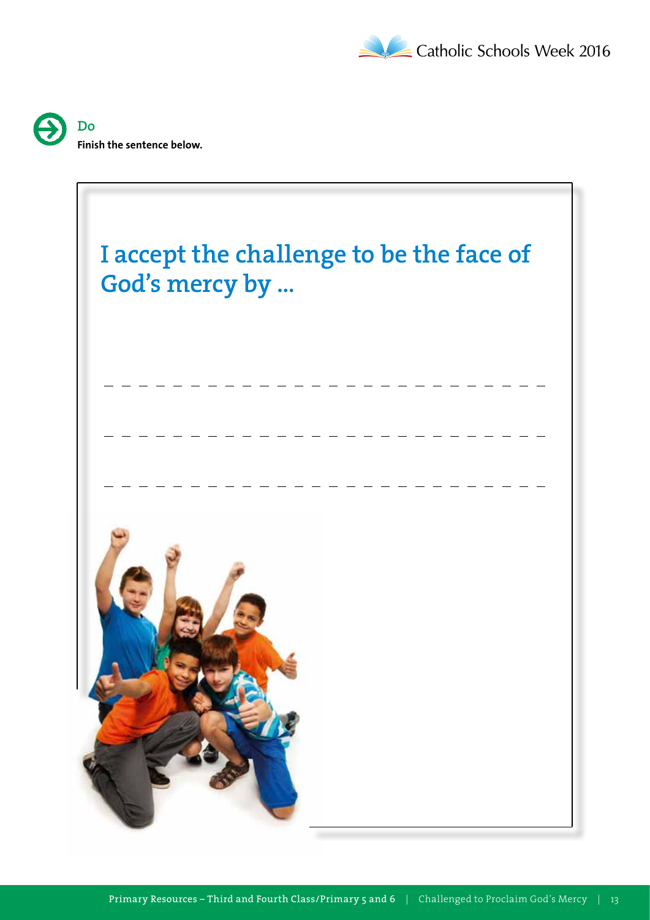## Do

**Finish the sentence below.**

I accept the challenge to be the face of God's mercy by ...

\_ \_ \_ \_ \_ \_ \_ \_ \_ \_ \_ \_ \_ \_ \_ \_ \_ \_ \_ \_ \_ \_ \_ \_ \_ \_

\_ \_ \_ \_ \_ \_ \_ \_ \_ \_ \_ \_ \_ \_ \_ \_ \_ \_ \_ \_ \_ \_ \_ \_ \_ \_

\_ \_ \_ \_ \_ \_ \_ \_ \_ \_ \_ \_ \_ \_ \_ \_ \_ \_ \_ \_ \_ \_ \_ \_ \_ \_